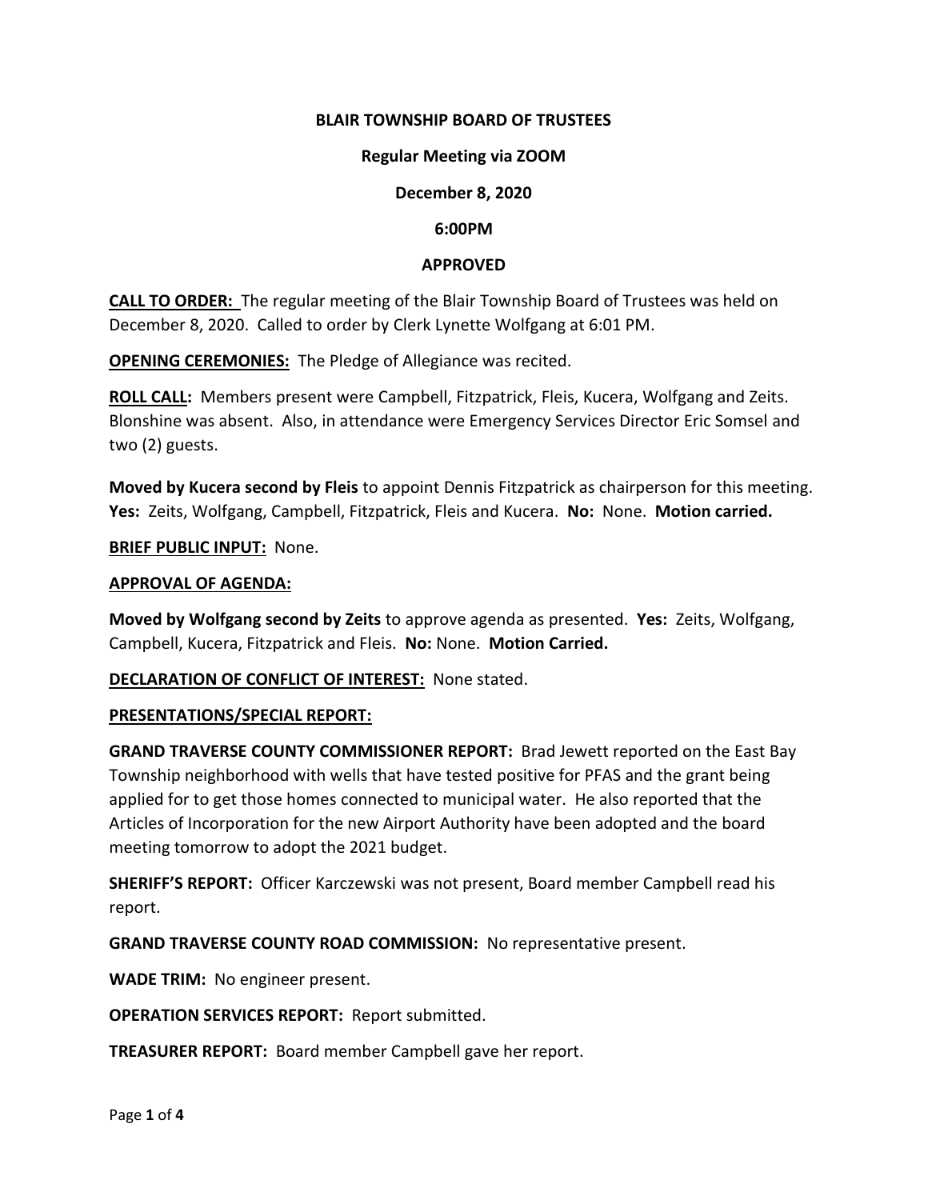**BLAIR TOWNSHIP BOARD OF TRUSTEES**

**Regular Meeting via ZOOM**

**December 8, 2020**

**6:00PM**

**APPROVED**

**CALL TO ORDER:** The regular meeting of the Blair Township Board of Trustees was held on December 8, 2020. Called to order by Clerk Lynette Wolfgang at 6:01 PM.

**OPENING CEREMONIES:** The Pledge of Allegiance was recited.

**ROLL CALL:** Members present were Campbell, Fitzpatrick, Fleis, Kucera, Wolfgang and Zeits. Blonshine was absent. Also, in attendance were Emergency Services Director Eric Somsel and two (2) guests.

**Moved by Kucera second by Fleis** to appoint Dennis Fitzpatrick as chairperson for this meeting. **Yes:** Zeits, Wolfgang, Campbell, Fitzpatrick, Fleis and Kucera. **No:** None. **Motion carried.**

**BRIEF PUBLIC INPUT:** None.

**APPROVAL OF AGENDA:**

**Moved by Wolfgang second by Zeits** to approve agenda as presented. **Yes:** Zeits, Wolfgang, Campbell, Kucera, Fitzpatrick and Fleis. **No:** None. **Motion Carried.**

**DECLARATION OF CONFLICT OF INTEREST:** None stated.

**PRESENTATIONS/SPECIAL REPORT:**

**GRAND TRAVERSE COUNTY COMMISSIONER REPORT:** Brad Jewett reported on the East Bay Township neighborhood with wells that have tested positive for PFAS and the grant being applied for to get those homes connected to municipal water. He also reported that the Articles of Incorporation for the new Airport Authority have been adopted and the board meeting tomorrow to adopt the 2021 budget.

**SHERIFF'S REPORT:** Officer Karczewski was not present, Board member Campbell read his report.

**GRAND TRAVERSE COUNTY ROAD COMMISSION:** No representative present.

**WADE TRIM:** No engineer present.

**OPERATION SERVICES REPORT:** Report submitted.

**TREASURER REPORT:** Board member Campbell gave her report.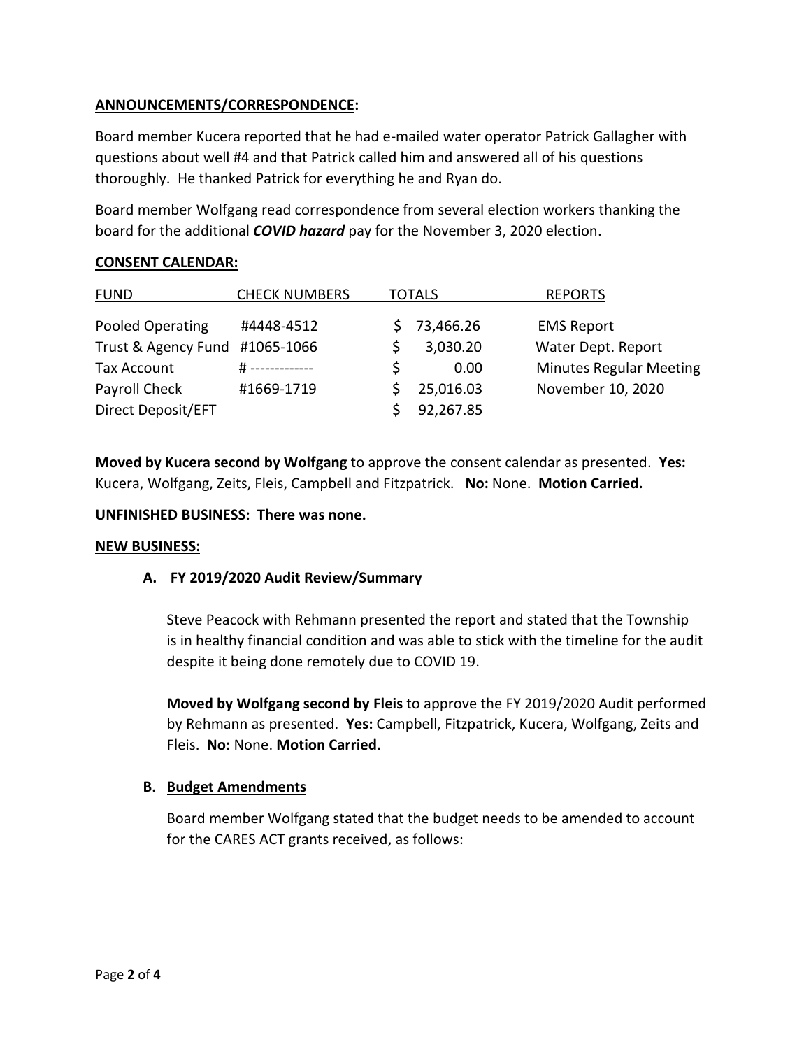**ANNOUNCEMENTS/CORRESPONDENCE:**

Board member Kucera reported that he had e-mailed water operator Patrick Gallagher with questions about well #4 and that Patrick called him and answered all of his questions thoroughly. He thanked Patrick for everything he and Ryan do.

Board member Wolfgang read correspondence from several election workers thanking the board for the additional ***COVID hazard*** pay for the November 3, 2020 election.

**CONSENT CALENDAR:**

| FUND | CHECK NUMBERS | TOTALS | REPORTS |
|---|---|---|---|
| Pooled Operating | #4448-4512 | $ 73,466.26 | EMS Report |
| Trust & Agency Fund | #1065-1066 | $ 3,030.20 | Water Dept. Report |
| Tax Account | # ------------- | $ 0.00 | Minutes Regular Meeting |
| Payroll Check | #1669-1719 | $ 25,016.03 | November 10, 2020 |
| Direct Deposit/EFT | | $ 92,267.85 | |

**Moved by Kucera second by Wolfgang** to approve the consent calendar as presented. **Yes:** Kucera, Wolfgang, Zeits, Fleis, Campbell and Fitzpatrick. **No:** None. **Motion Carried.**

**UNFINISHED BUSINESS: There was none.**

**NEW BUSINESS:**

**A. FY 2019/2020 Audit Review/Summary**

Steve Peacock with Rehmann presented the report and stated that the Township is in healthy financial condition and was able to stick with the timeline for the audit despite it being done remotely due to COVID 19.

**Moved by Wolfgang second by Fleis** to approve the FY 2019/2020 Audit performed by Rehmann as presented. **Yes:** Campbell, Fitzpatrick, Kucera, Wolfgang, Zeits and Fleis. **No:** None. **Motion Carried.**

**B. Budget Amendments**

Board member Wolfgang stated that the budget needs to be amended to account for the CARES ACT grants received, as follows: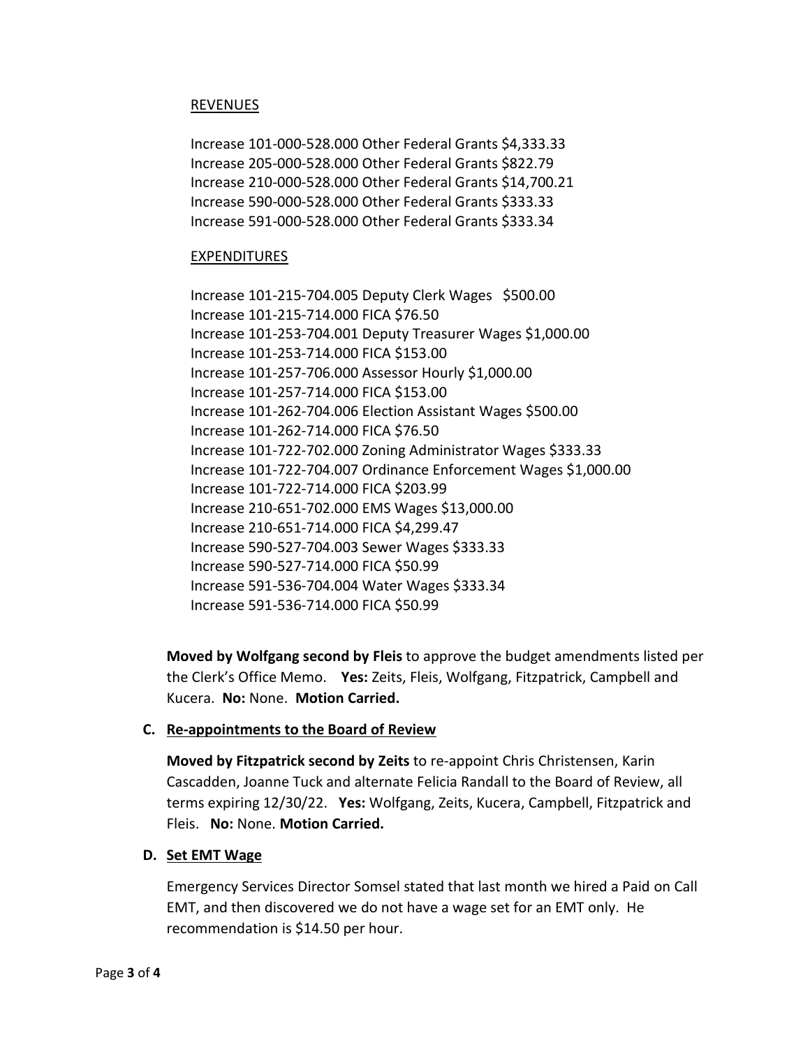REVENUES

Increase 101-000-528.000 Other Federal Grants $4,333.33
Increase 205-000-528.000 Other Federal Grants $822.79
Increase 210-000-528.000 Other Federal Grants $14,700.21
Increase 590-000-528.000 Other Federal Grants $333.33
Increase 591-000-528.000 Other Federal Grants $333.34

EXPENDITURES

Increase 101-215-704.005 Deputy Clerk Wages $500.00
Increase 101-215-714.000 FICA $76.50
Increase 101-253-704.001 Deputy Treasurer Wages $1,000.00
Increase 101-253-714.000 FICA $153.00
Increase 101-257-706.000 Assessor Hourly $1,000.00
Increase 101-257-714.000 FICA $153.00
Increase 101-262-704.006 Election Assistant Wages $500.00
Increase 101-262-714.000 FICA $76.50
Increase 101-722-702.000 Zoning Administrator Wages $333.33
Increase 101-722-704.007 Ordinance Enforcement Wages $1,000.00
Increase 101-722-714.000 FICA $203.99
Increase 210-651-702.000 EMS Wages $13,000.00
Increase 210-651-714.000 FICA $4,299.47
Increase 590-527-704.003 Sewer Wages $333.33
Increase 590-527-714.000 FICA $50.99
Increase 591-536-704.004 Water Wages $333.34
Increase 591-536-714.000 FICA $50.99

**Moved by Wolfgang second by Fleis** to approve the budget amendments listed per the Clerk's Office Memo. **Yes:** Zeits, Fleis, Wolfgang, Fitzpatrick, Campbell and Kucera. **No:** None. **Motion Carried.**

**C. Re-appointments to the Board of Review**

**Moved by Fitzpatrick second by Zeits** to re-appoint Chris Christensen, Karin Cascadden, Joanne Tuck and alternate Felicia Randall to the Board of Review, all terms expiring 12/30/22. **Yes:** Wolfgang, Zeits, Kucera, Campbell, Fitzpatrick and Fleis. **No:** None. **Motion Carried.**

**D. Set EMT Wage**

Emergency Services Director Somsel stated that last month we hired a Paid on Call EMT, and then discovered we do not have a wage set for an EMT only. He recommendation is $14.50 per hour.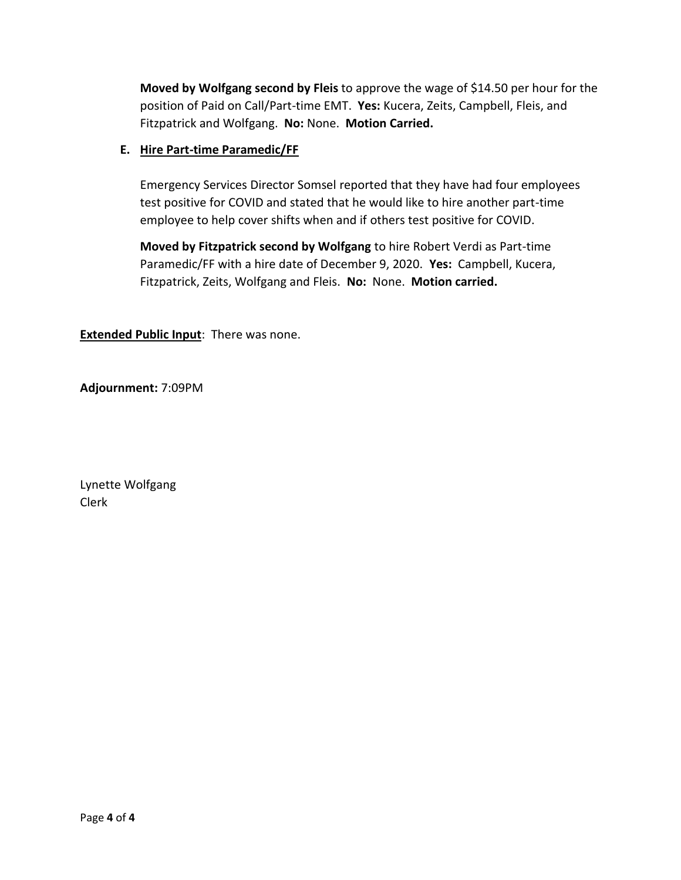**Moved by Wolfgang second by Fleis** to approve the wage of $14.50 per hour for the position of Paid on Call/Part-time EMT. **Yes:** Kucera, Zeits, Campbell, Fleis, and Fitzpatrick and Wolfgang. **No:** None. **Motion Carried.**

**E. <u>Hire Part-time Paramedic/FF</u>**

Emergency Services Director Somsel reported that they have had four employees test positive for COVID and stated that he would like to hire another part-time employee to help cover shifts when and if others test positive for COVID.

**Moved by Fitzpatrick second by Wolfgang** to hire Robert Verdi as Part-time Paramedic/FF with a hire date of December 9, 2020. **Yes:** Campbell, Kucera, Fitzpatrick, Zeits, Wolfgang and Fleis. **No:** None. **Motion carried.**

**<u>Extended Public Input</u>**: There was none.

**Adjournment:** 7:09PM

Lynette Wolfgang
Clerk